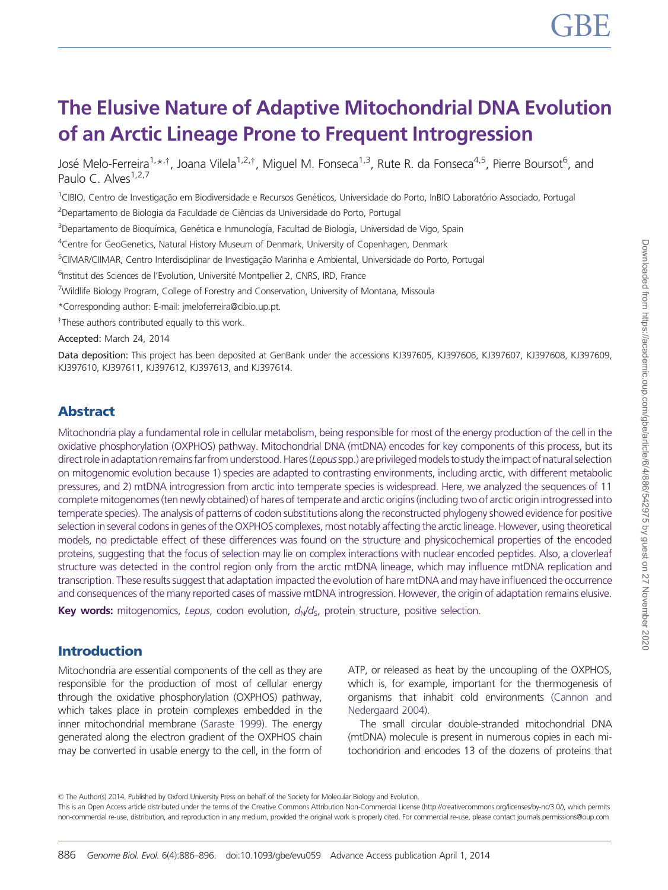# The Elusive Nature of Adaptive Mitochondrial DNA Evolution of an Arctic Lineage Prone to Frequent Introgression

José Melo-Ferreira[1,*,†], Joana Vilela[1,2,†], Miguel M. Fonseca[1,3], Rute R. da Fonseca[4,5], Pierre Boursot[6], and Paulo C. Alves[1,2,7]

[1]CIBIO, Centro de Investigação em Biodiversidade e Recursos Genéticos, Universidade do Porto, InBIO Laboratório Associado, Portugal

[2]Departamento de Biologia da Faculdade de Ciências da Universidade do Porto, Portugal

[3]Departamento de Bioquímica, Genética e Inmunología, Facultad de Biología, Universidad de Vigo, Spain

[4]Centre for GeoGenetics, Natural History Museum of Denmark, University of Copenhagen, Denmark

[5]CIMAR/CIIMAR, Centro Interdisciplinar de Investigação Marinha e Ambiental, Universidade do Porto, Portugal

[6]Institut des Sciences de l'Evolution, Université Montpellier 2, CNRS, IRD, France

[7]Wildlife Biology Program, College of Forestry and Conservation, University of Montana, Missoula

*Corresponding author: E-mail: jmeloferreira@cibio.up.pt.

†These authors contributed equally to this work.

**Accepted:** March 24, 2014

**Data deposition:** This project has been deposited at GenBank under the accessions KJ397605, KJ397606, KJ397607, KJ397608, KJ397609, KJ397610, KJ397611, KJ397612, KJ397613, and KJ397614.

## Abstract

Mitochondria play a fundamental role in cellular metabolism, being responsible for most of the energy production of the cell in the oxidative phosphorylation (OXPHOS) pathway. Mitochondrial DNA (mtDNA) encodes for key components of this process, but its direct role in adaptation remains far from understood. Hares (*Lepus* spp.) are privileged models to study the impact of natural selection on mitogenomic evolution because 1) species are adapted to contrasting environments, including arctic, with different metabolic pressures, and 2) mtDNA introgression from arctic into temperate species is widespread. Here, we analyzed the sequences of 11 complete mitogenomes (ten newly obtained) of hares of temperate and arctic origins (including two of arctic origin introgressed into temperate species). The analysis of patterns of codon substitutions along the reconstructed phylogeny showed evidence for positive selection in several codons in genes of the OXPHOS complexes, most notably affecting the arctic lineage. However, using theoretical models, no predictable effect of these differences was found on the structure and physicochemical properties of the encoded proteins, suggesting that the focus of selection may lie on complex interactions with nuclear encoded peptides. Also, a cloverleaf structure was detected in the control region only from the arctic mtDNA lineage, which may influence mtDNA replication and transcription. These results suggest that adaptation impacted the evolution of hare mtDNA and may have influenced the occurrence and consequences of the many reported cases of massive mtDNA introgression. However, the origin of adaptation remains elusive.

**Key words:** mitogenomics, *Lepus*, codon evolution, $d_N/d_S$, protein structure, positive selection.

## Introduction

Mitochondria are essential components of the cell as they are responsible for the production of most of cellular energy through the oxidative phosphorylation (OXPHOS) pathway, which takes place in protein complexes embedded in the inner mitochondrial membrane (Saraste 1999). The energy generated along the electron gradient of the OXPHOS chain may be converted in usable energy to the cell, in the form of ATP, or released as heat by the uncoupling of the OXPHOS, which is, for example, important for the thermogenesis of organisms that inhabit cold environments (Cannon and Nedergaard 2004).

The small circular double-stranded mitochondrial DNA (mtDNA) molecule is present in numerous copies in each mitochondrion and encodes 13 of the dozens of proteins that

© The Author(s) 2014. Published by Oxford University Press on behalf of the Society for Molecular Biology and Evolution.
This is an Open Access article distributed under the terms of the Creative Commons Attribution Non-Commercial License (http://creativecommons.org/licenses/by-nc/3.0/), which permits non-commercial re-use, distribution, and reproduction in any medium, provided the original work is properly cited. For commercial re-use, please contact journals.permissions@oup.com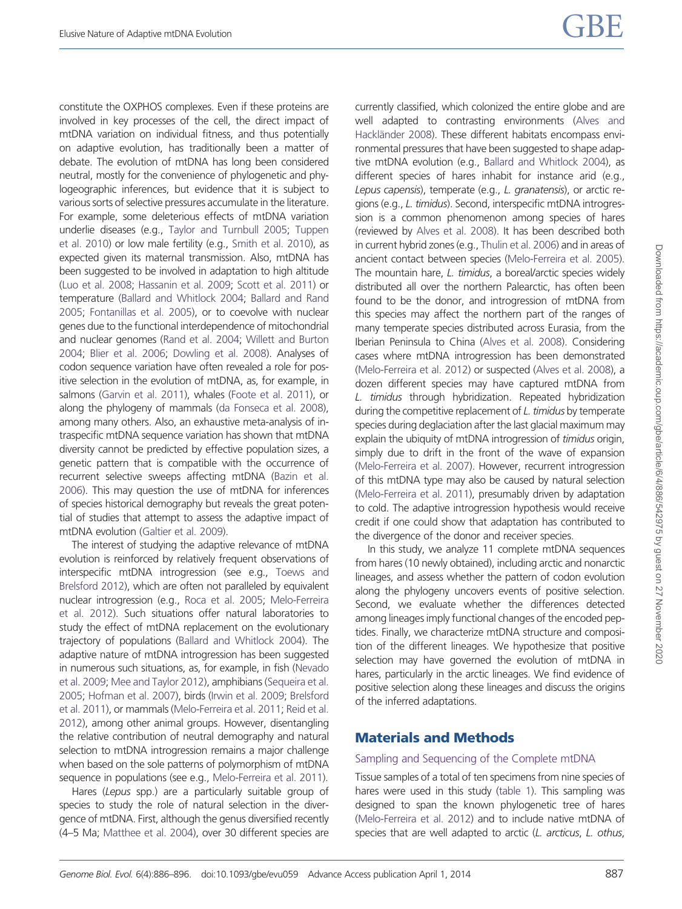constitute the OXPHOS complexes. Even if these proteins are involved in key processes of the cell, the direct impact of mtDNA variation on individual fitness, and thus potentially on adaptive evolution, has traditionally been a matter of debate. The evolution of mtDNA has long been considered neutral, mostly for the convenience of phylogenetic and phylogeographic inferences, but evidence that it is subject to various sorts of selective pressures accumulate in the literature. For example, some deleterious effects of mtDNA variation underlie diseases (e.g., Taylor and Turnbull 2005; Tuppen et al. 2010) or low male fertility (e.g., Smith et al. 2010), as expected given its maternal transmission. Also, mtDNA has been suggested to be involved in adaptation to high altitude (Luo et al. 2008; Hassanin et al. 2009; Scott et al. 2011) or temperature (Ballard and Whitlock 2004; Ballard and Rand 2005; Fontanillas et al. 2005), or to coevolve with nuclear genes due to the functional interdependence of mitochondrial and nuclear genomes (Rand et al. 2004; Willett and Burton 2004; Blier et al. 2006; Dowling et al. 2008). Analyses of codon sequence variation have often revealed a role for positive selection in the evolution of mtDNA, as, for example, in salmons (Garvin et al. 2011), whales (Foote et al. 2011), or along the phylogeny of mammals (da Fonseca et al. 2008), among many others. Also, an exhaustive meta-analysis of intraspecific mtDNA sequence variation has shown that mtDNA diversity cannot be predicted by effective population sizes, a genetic pattern that is compatible with the occurrence of recurrent selective sweeps affecting mtDNA (Bazin et al. 2006). This may question the use of mtDNA for inferences of species historical demography but reveals the great potential of studies that attempt to assess the adaptive impact of mtDNA evolution (Galtier et al. 2009).

The interest of studying the adaptive relevance of mtDNA evolution is reinforced by relatively frequent observations of interspecific mtDNA introgression (see e.g., Toews and Brelsford 2012), which are often not paralleled by equivalent nuclear introgression (e.g., Roca et al. 2005; Melo-Ferreira et al. 2012). Such situations offer natural laboratories to study the effect of mtDNA replacement on the evolutionary trajectory of populations (Ballard and Whitlock 2004). The adaptive nature of mtDNA introgression has been suggested in numerous such situations, as, for example, in fish (Nevado et al. 2009; Mee and Taylor 2012), amphibians (Sequeira et al. 2005; Hofman et al. 2007), birds (Irwin et al. 2009; Brelsford et al. 2011), or mammals (Melo-Ferreira et al. 2011; Reid et al. 2012), among other animal groups. However, disentangling the relative contribution of neutral demography and natural selection to mtDNA introgression remains a major challenge when based on the sole patterns of polymorphism of mtDNA sequence in populations (see e.g., Melo-Ferreira et al. 2011).

Hares (*Lepus* spp.) are a particularly suitable group of species to study the role of natural selection in the divergence of mtDNA. First, although the genus diversified recently (4–5 Ma; Matthee et al. 2004), over 30 different species are currently classified, which colonized the entire globe and are well adapted to contrasting environments (Alves and Hackländer 2008). These different habitats encompass environmental pressures that have been suggested to shape adaptive mtDNA evolution (e.g., Ballard and Whitlock 2004), as different species of hares inhabit for instance arid (e.g., *Lepus capensis*), temperate (e.g., *L. granatensis*), or arctic regions (e.g., *L. timidus*). Second, interspecific mtDNA introgression is a common phenomenon among species of hares (reviewed by Alves et al. 2008). It has been described both in current hybrid zones (e.g., Thulin et al. 2006) and in areas of ancient contact between species (Melo-Ferreira et al. 2005). The mountain hare, *L. timidus*, a boreal/arctic species widely distributed all over the northern Palearctic, has often been found to be the donor, and introgression of mtDNA from this species may affect the northern part of the ranges of many temperate species distributed across Eurasia, from the Iberian Peninsula to China (Alves et al. 2008). Considering cases where mtDNA introgression has been demonstrated (Melo-Ferreira et al. 2012) or suspected (Alves et al. 2008), a dozen different species may have captured mtDNA from *L. timidus* through hybridization. Repeated hybridization during the competitive replacement of *L. timidus* by temperate species during deglaciation after the last glacial maximum may explain the ubiquity of mtDNA introgression of *timidus* origin, simply due to drift in the front of the wave of expansion (Melo-Ferreira et al. 2007). However, recurrent introgression of this mtDNA type may also be caused by natural selection (Melo-Ferreira et al. 2011), presumably driven by adaptation to cold. The adaptive introgression hypothesis would receive credit if one could show that adaptation has contributed to the divergence of the donor and receiver species.

In this study, we analyze 11 complete mtDNA sequences from hares (10 newly obtained), including arctic and nonarctic lineages, and assess whether the pattern of codon evolution along the phylogeny uncovers events of positive selection. Second, we evaluate whether the differences detected among lineages imply functional changes of the encoded peptides. Finally, we characterize mtDNA structure and composition of the different lineages. We hypothesize that positive selection may have governed the evolution of mtDNA in hares, particularly in the arctic lineages. We find evidence of positive selection along these lineages and discuss the origins of the inferred adaptations.

## Materials and Methods

### Sampling and Sequencing of the Complete mtDNA

Tissue samples of a total of ten specimens from nine species of hares were used in this study (table 1). This sampling was designed to span the known phylogenetic tree of hares (Melo-Ferreira et al. 2012) and to include native mtDNA of species that are well adapted to arctic (*L. arcticus*, *L. othus*,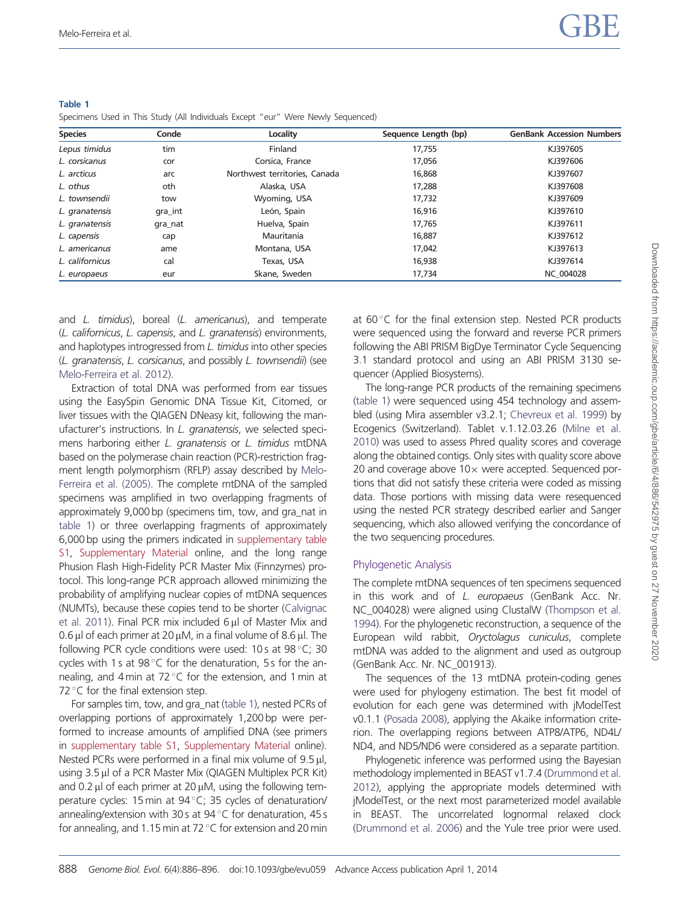**Table 1**
Specimens Used in This Study (All Individuals Except "eur" Were Newly Sequenced)

| Species | Conde | Locality | Sequence Length (bp) | GenBank Accession Numbers |
|---|---|---|---|---|
| *Lepus timidus* | tim | Finland | 17,755 | KJ397605 |
| *L. corsicanus* | cor | Corsica, France | 17,056 | KJ397606 |
| *L. arcticus* | arc | Northwest territories, Canada | 16,868 | KJ397607 |
| *L. othus* | oth | Alaska, USA | 17,288 | KJ397608 |
| *L. townsendii* | tow | Wyoming, USA | 17,732 | KJ397609 |
| *L. granatensis* | gra_int | León, Spain | 16,916 | KJ397610 |
| *L. granatensis* | gra_nat | Huelva, Spain | 17,765 | KJ397611 |
| *L. capensis* | cap | Mauritania | 16,887 | KJ397612 |
| *L. americanus* | ame | Montana, USA | 17,042 | KJ397613 |
| *L. californicus* | cal | Texas, USA | 16,938 | KJ397614 |
| *L. europaeus* | eur | Skane, Sweden | 17,734 | NC_004028 |

and *L. timidus*), boreal (*L. americanus*), and temperate (*L. californicus*, *L. capensis*, and *L. granatensis*) environments, and haplotypes introgressed from *L. timidus* into other species (*L. granatensis*, *L. corsicanus*, and possibly *L. townsendii*) (see Melo-Ferreira et al. 2012).

Extraction of total DNA was performed from ear tissues using the EasySpin Genomic DNA Tissue Kit, Citomed, or liver tissues with the QIAGEN DNeasy kit, following the manufacturer's instructions. In *L. granatensis*, we selected specimens harboring either *L. granatensis* or *L. timidus* mtDNA based on the polymerase chain reaction (PCR)-restriction fragment length polymorphism (RFLP) assay described by Melo-Ferreira et al. (2005). The complete mtDNA of the sampled specimens was amplified in two overlapping fragments of approximately 9,000 bp (specimens tim, tow, and gra_nat in table 1) or three overlapping fragments of approximately 6,000 bp using the primers indicated in supplementary table S1, Supplementary Material online, and the long range Phusion Flash High-Fidelity PCR Master Mix (Finnzymes) protocol. This long-range PCR approach allowed minimizing the probability of amplifying nuclear copies of mtDNA sequences (NUMTs), because these copies tend to be shorter (Calvignac et al. 2011). Final PCR mix included 6 µl of Master Mix and 0.6 µl of each primer at 20 µM, in a final volume of 8.6 µl. The following PCR cycle conditions were used: 10 s at 98 °C; 30 cycles with 1 s at 98 °C for the denaturation, 5 s for the annealing, and 4 min at 72 °C for the extension, and 1 min at 72 °C for the final extension step.

For samples tim, tow, and gra_nat (table 1), nested PCRs of overlapping portions of approximately 1,200 bp were performed to increase amounts of amplified DNA (see primers in supplementary table S1, Supplementary Material online). Nested PCRs were performed in a final mix volume of 9.5 µl, using 3.5 µl of a PCR Master Mix (QIAGEN Multiplex PCR Kit) and 0.2 µl of each primer at 20 µM, using the following temperature cycles: 15 min at 94 °C; 35 cycles of denaturation/annealing/extension with 30 s at 94 °C for denaturation, 45 s for annealing, and 1.15 min at 72 °C for extension and 20 min at 60 °C for the final extension step. Nested PCR products were sequenced using the forward and reverse PCR primers following the ABI PRISM BigDye Terminator Cycle Sequencing 3.1 standard protocol and using an ABI PRISM 3130 sequencer (Applied Biosystems).

The long-range PCR products of the remaining specimens (table 1) were sequenced using 454 technology and assembled (using Mira assembler v3.2.1; Chevreux et al. 1999) by Ecogenics (Switzerland). Tablet v.1.12.03.26 (Milne et al. 2010) was used to assess Phred quality scores and coverage along the obtained contigs. Only sites with quality score above 20 and coverage above 10× were accepted. Sequenced portions that did not satisfy these criteria were coded as missing data. Those portions with missing data were resequenced using the nested PCR strategy described earlier and Sanger sequencing, which also allowed verifying the concordance of the two sequencing procedures.

## Phylogenetic Analysis

The complete mtDNA sequences of ten specimens sequenced in this work and of *L. europaeus* (GenBank Acc. Nr. NC_004028) were aligned using ClustalW (Thompson et al. 1994). For the phylogenetic reconstruction, a sequence of the European wild rabbit, *Oryctolagus cuniculus*, complete mtDNA was added to the alignment and used as outgroup (GenBank Acc. Nr. NC_001913).

The sequences of the 13 mtDNA protein-coding genes were used for phylogeny estimation. The best fit model of evolution for each gene was determined with jModelTest v0.1.1 (Posada 2008), applying the Akaike information criterion. The overlapping regions between ATP8/ATP6, ND4L/ND4, and ND5/ND6 were considered as a separate partition.

Phylogenetic inference was performed using the Bayesian methodology implemented in BEAST v1.7.4 (Drummond et al. 2012), applying the appropriate models determined with jModelTest, or the next most parameterized model available in BEAST. The uncorrelated lognormal relaxed clock (Drummond et al. 2006) and the Yule tree prior were used.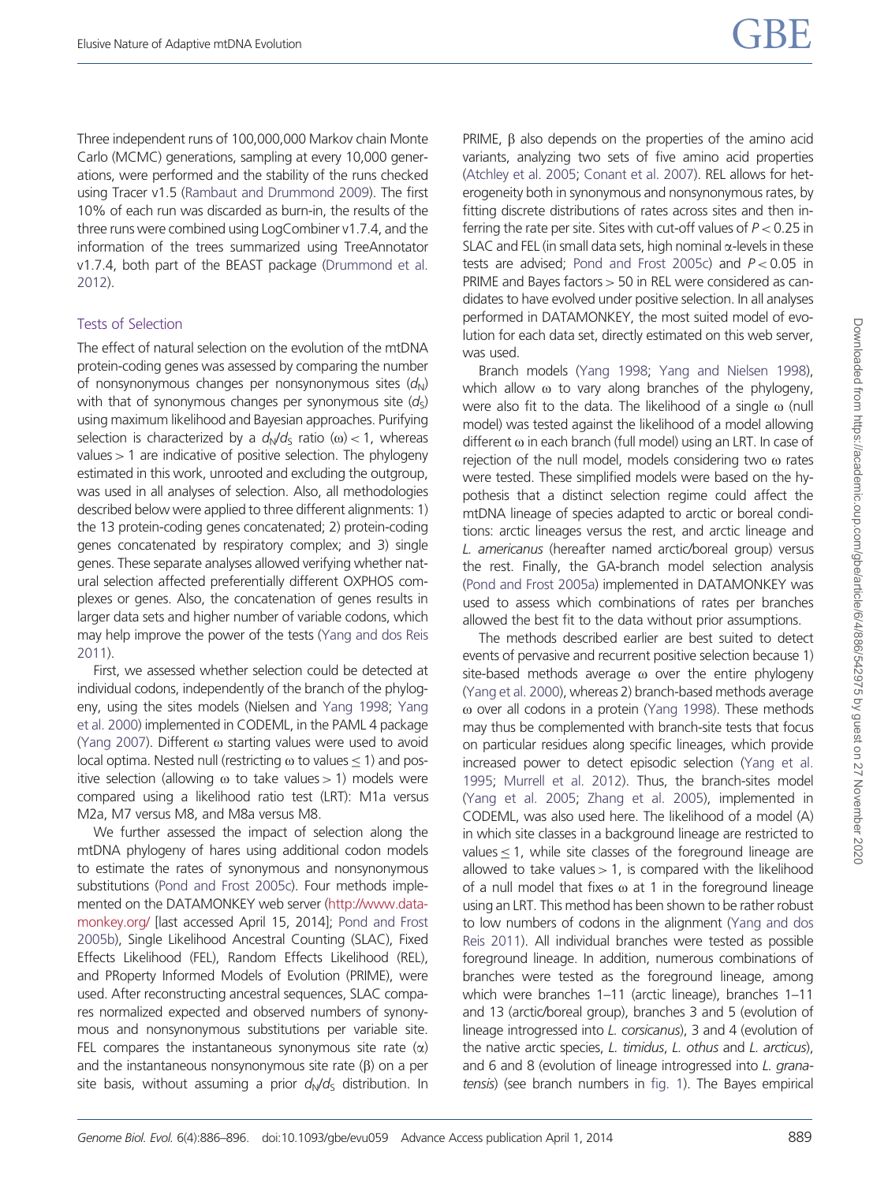Three independent runs of 100,000,000 Markov chain Monte Carlo (MCMC) generations, sampling at every 10,000 generations, were performed and the stability of the runs checked using Tracer v1.5 (Rambaut and Drummond 2009). The first 10% of each run was discarded as burn-in, the results of the three runs were combined using LogCombiner v1.7.4, and the information of the trees summarized using TreeAnnotator v1.7.4, both part of the BEAST package (Drummond et al. 2012).

## Tests of Selection

The effect of natural selection on the evolution of the mtDNA protein-coding genes was assessed by comparing the number of nonsynonymous changes per nonsynonymous sites ($d_N$) with that of synonymous changes per synonymous site ($d_S$) using maximum likelihood and Bayesian approaches. Purifying selection is characterized by a $d_N/d_S$ ratio ($\omega$) < 1, whereas values > 1 are indicative of positive selection. The phylogeny estimated in this work, unrooted and excluding the outgroup, was used in all analyses of selection. Also, all methodologies described below were applied to three different alignments: 1) the 13 protein-coding genes concatenated; 2) protein-coding genes concatenated by respiratory complex; and 3) single genes. These separate analyses allowed verifying whether natural selection affected preferentially different OXPHOS complexes or genes. Also, the concatenation of genes results in larger data sets and higher number of variable codons, which may help improve the power of the tests (Yang and dos Reis 2011).

First, we assessed whether selection could be detected at individual codons, independently of the branch of the phylogeny, using the sites models (Nielsen and Yang 1998; Yang et al. 2000) implemented in CODEML, in the PAML 4 package (Yang 2007). Different $\omega$ starting values were used to avoid local optima. Nested null (restricting $\omega$ to values $\leq$ 1) and positive selection (allowing $\omega$ to take values > 1) models were compared using a likelihood ratio test (LRT): M1a versus M2a, M7 versus M8, and M8a versus M8.

We further assessed the impact of selection along the mtDNA phylogeny of hares using additional codon models to estimate the rates of synonymous and nonsynonymous substitutions (Pond and Frost 2005c). Four methods implemented on the DATAMONKEY web server (http://www.datamonkey.org/ [last accessed April 15, 2014]; Pond and Frost 2005b), Single Likelihood Ancestral Counting (SLAC), Fixed Effects Likelihood (FEL), Random Effects Likelihood (REL), and PRoperty Informed Models of Evolution (PRIME), were used. After reconstructing ancestral sequences, SLAC compares normalized expected and observed numbers of synonymous and nonsynonymous substitutions per variable site. FEL compares the instantaneous synonymous site rate ($\alpha$) and the instantaneous nonsynonymous site rate ($\beta$) on a per site basis, without assuming a prior $d_N/d_S$ distribution. In PRIME, $\beta$ also depends on the properties of the amino acid variants, analyzing two sets of five amino acid properties (Atchley et al. 2005; Conant et al. 2007). REL allows for heterogeneity both in synonymous and nonsynonymous rates, by fitting discrete distributions of rates across sites and then inferring the rate per site. Sites with cut-off values of $P < 0.25$ in SLAC and FEL (in small data sets, high nominal $\alpha$-levels in these tests are advised; Pond and Frost 2005c) and $P < 0.05$ in PRIME and Bayes factors > 50 in REL were considered as candidates to have evolved under positive selection. In all analyses performed in DATAMONKEY, the most suited model of evolution for each data set, directly estimated on this web server, was used.

Branch models (Yang 1998; Yang and Nielsen 1998), which allow $\omega$ to vary along branches of the phylogeny, were also fit to the data. The likelihood of a single $\omega$ (null model) was tested against the likelihood of a model allowing different $\omega$ in each branch (full model) using an LRT. In case of rejection of the null model, models considering two $\omega$ rates were tested. These simplified models were based on the hypothesis that a distinct selection regime could affect the mtDNA lineage of species adapted to arctic or boreal conditions: arctic lineages versus the rest, and arctic lineage and *L. americanus* (hereafter named arctic/boreal group) versus the rest. Finally, the GA-branch model selection analysis (Pond and Frost 2005a) implemented in DATAMONKEY was used to assess which combinations of rates per branches allowed the best fit to the data without prior assumptions.

The methods described earlier are best suited to detect events of pervasive and recurrent positive selection because 1) site-based methods average $\omega$ over the entire phylogeny (Yang et al. 2000), whereas 2) branch-based methods average $\omega$ over all codons in a protein (Yang 1998). These methods may thus be complemented with branch-site tests that focus on particular residues along specific lineages, which provide increased power to detect episodic selection (Yang et al. 1995; Murrell et al. 2012). Thus, the branch-sites model (Yang et al. 2005; Zhang et al. 2005), implemented in CODEML, was also used here. The likelihood of a model (A) in which site classes in a background lineage are restricted to values $\leq$ 1, while site classes of the foreground lineage are allowed to take values > 1, is compared with the likelihood of a null model that fixes $\omega$ at 1 in the foreground lineage using an LRT. This method has been shown to be rather robust to low numbers of codons in the alignment (Yang and dos Reis 2011). All individual branches were tested as possible foreground lineage. In addition, numerous combinations of branches were tested as the foreground lineage, among which were branches 1–11 (arctic lineage), branches 1–11 and 13 (arctic/boreal group), branches 3 and 5 (evolution of lineage introgressed into *L. corsicanus*), 3 and 4 (evolution of the native arctic species, *L. timidus*, *L. othus* and *L. arcticus*), and 6 and 8 (evolution of lineage introgressed into *L. granatensis*) (see branch numbers in fig. 1). The Bayes empirical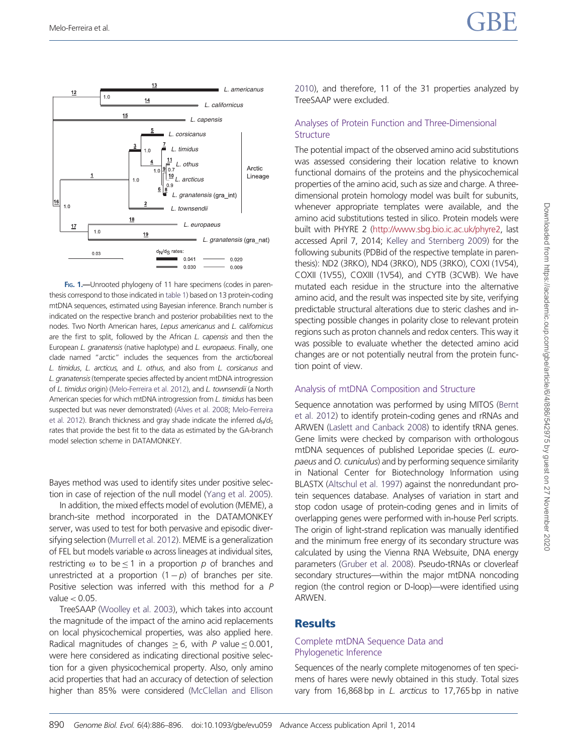FIG. 1.—Unrooted phylogeny of 11 hare specimens (codes in parenthesis correspond to those indicated in table 1) based on 13 protein-coding mtDNA sequences, estimated using Bayesian inference. Branch number is indicated on the respective branch and posterior probabilities next to the nodes. Two North American hares, *Lepus americanus* and *L. californicus* are the first to split, followed by the African *L. capensis* and then the European *L. granatensis* (native haplotype) and *L. europaeus*. Finally, one clade named "arctic" includes the sequences from the arctic/boreal *L. timidus*, *L. arcticus*, and *L. othus*, and also from *L. corsicanus* and *L. granatensis* (temperate species affected by ancient mtDNA introgression of *L. timidus* origin) (Melo-Ferreira et al. 2012), and *L. townsendii* (a North American species for which mtDNA introgression from *L. timidus* has been suspected but was never demonstrated) (Alves et al. 2008; Melo-Ferreira et al. 2012). Branch thickness and gray shade indicate the inferred $d_N/d_S$ rates that provide the best fit to the data as estimated by the GA-branch model selection scheme in DATAMONKEY.

Bayes method was used to identify sites under positive selection in case of rejection of the null model (Yang et al. 2005).

In addition, the mixed effects model of evolution (MEME), a branch-site method incorporated in the DATAMONKEY server, was used to test for both pervasive and episodic diversifying selection (Murrell et al. 2012). MEME is a generalization of FEL but models variable $\omega$ across lineages at individual sites, restricting $\omega$ to be $\leq 1$ in a proportion $p$ of branches and unrestricted at a proportion $(1 - p)$ of branches per site. Positive selection was inferred with this method for a $P$ value $< 0.05$.

TreeSAAP (Woolley et al. 2003), which takes into account the magnitude of the impact of the amino acid replacements on local physicochemical properties, was also applied here. Radical magnitudes of changes $\geq 6$, with $P$ value $\leq 0.001$, were here considered as indicating directional positive selection for a given physicochemical property. Also, only amino acid properties that had an accuracy of detection of selection higher than 85% were considered (McClellan and Ellison 2010), and therefore, 11 of the 31 properties analyzed by TreeSAAP were excluded.

### Analyses of Protein Function and Three-Dimensional Structure

The potential impact of the observed amino acid substitutions was assessed considering their location relative to known functional domains of the proteins and the physicochemical properties of the amino acid, such as size and charge. A three-dimensional protein homology model was built for subunits, whenever appropriate templates were available, and the amino acid substitutions tested in silico. Protein models were built with PHYRE 2 (http://www.sbg.bio.ic.ac.uk/phyre2, last accessed April 7, 2014; Kelley and Sternberg 2009) for the following subunits (PDBid of the respective template in parenthesis): ND2 (3RKO), ND4 (3RKO), ND5 (3RKO), COXI (1V54), COXII (1V55), COXIII (1V54), and CYTB (3CWB). We have mutated each residue in the structure into the alternative amino acid, and the result was inspected site by site, verifying predictable structural alterations due to steric clashes and inspecting possible changes in polarity close to relevant protein regions such as proton channels and redox centers. This way it was possible to evaluate whether the detected amino acid changes are or not potentially neutral from the protein function point of view.

### Analysis of mtDNA Composition and Structure

Sequence annotation was performed by using MITOS (Bernt et al. 2012) to identify protein-coding genes and rRNAs and ARWEN (Laslett and Canback 2008) to identify tRNA genes. Gene limits were checked by comparison with orthologous mtDNA sequences of published Leporidae species (*L. europaeus* and *O. cuniculus*) and by performing sequence similarity in National Center for Biotechnology Information using BLASTX (Altschul et al. 1997) against the nonredundant protein sequences database. Analyses of variation in start and stop codon usage of protein-coding genes and in limits of overlapping genes were performed with in-house Perl scripts. The origin of light-strand replication was manually identified and the minimum free energy of its secondary structure was calculated by using the Vienna RNA Websuite, DNA energy parameters (Gruber et al. 2008). Pseudo-tRNAs or cloverleaf secondary structures—within the major mtDNA noncoding region (the control region or D-loop)—were identified using ARWEN.

## Results

### Complete mtDNA Sequence Data and Phylogenetic Inference

Sequences of the nearly complete mitogenomes of ten specimens of hares were newly obtained in this study. Total sizes vary from 16,868 bp in *L. arcticus* to 17,765 bp in native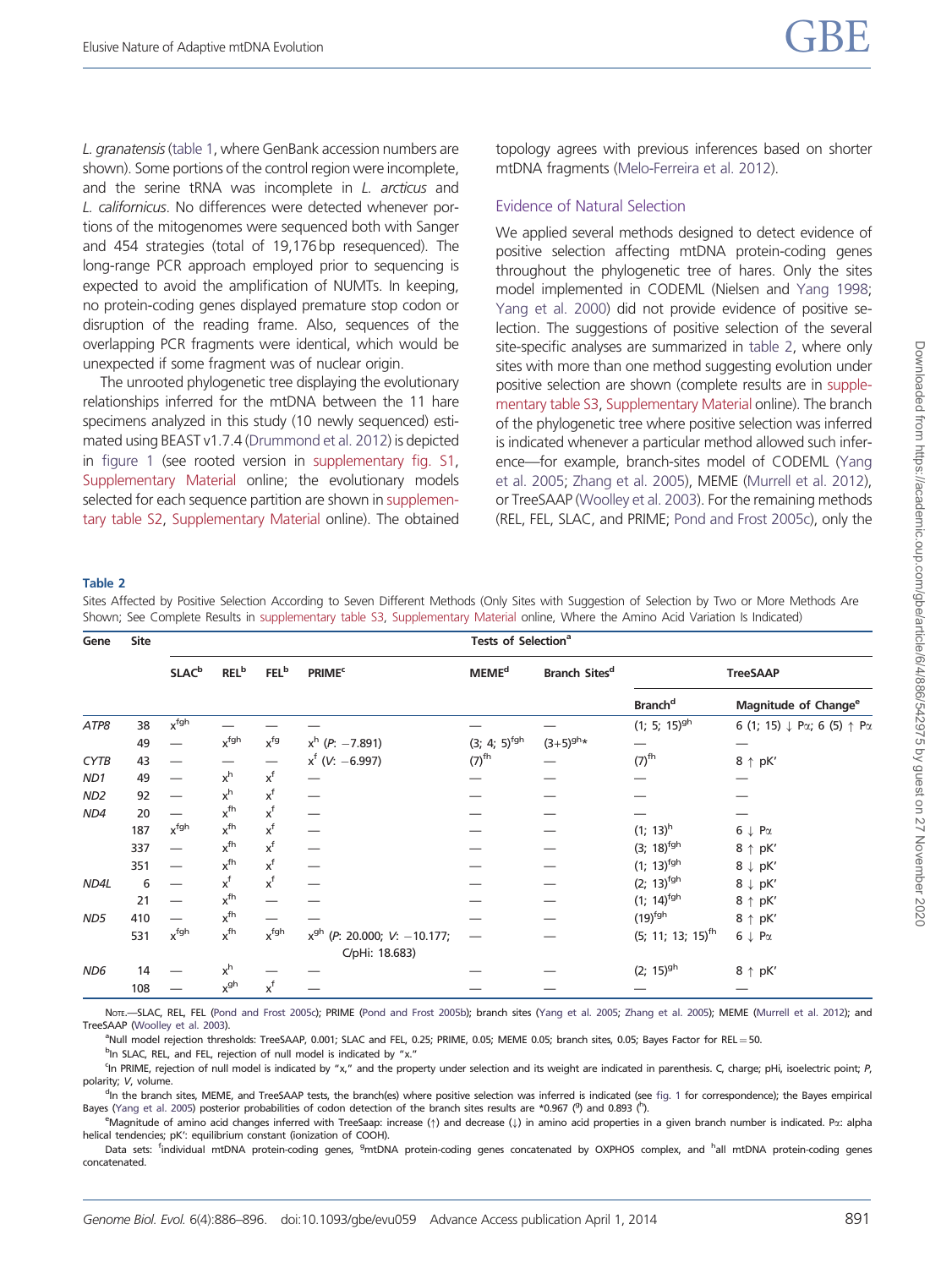*L. granatensis* (table 1, where GenBank accession numbers are shown). Some portions of the control region were incomplete, and the serine tRNA was incomplete in *L. arcticus* and *L. californicus*. No differences were detected whenever portions of the mitogenomes were sequenced both with Sanger and 454 strategies (total of 19,176 bp resequenced). The long-range PCR approach employed prior to sequencing is expected to avoid the amplification of NUMTs. In keeping, no protein-coding genes displayed premature stop codon or disruption of the reading frame. Also, sequences of the overlapping PCR fragments were identical, which would be unexpected if some fragment was of nuclear origin.

The unrooted phylogenetic tree displaying the evolutionary relationships inferred for the mtDNA between the 11 hare specimens analyzed in this study (10 newly sequenced) estimated using BEAST v1.7.4 (Drummond et al. 2012) is depicted in figure 1 (see rooted version in supplementary fig. S1, Supplementary Material online; the evolutionary models selected for each sequence partition are shown in supplementary table S2, Supplementary Material online). The obtained topology agrees with previous inferences based on shorter mtDNA fragments (Melo-Ferreira et al. 2012).

## Evidence of Natural Selection

We applied several methods designed to detect evidence of positive selection affecting mtDNA protein-coding genes throughout the phylogenetic tree of hares. Only the sites model implemented in CODEML (Nielsen and Yang 1998; Yang et al. 2000) did not provide evidence of positive selection. The suggestions of positive selection of the several site-specific analyses are summarized in table 2, where only sites with more than one method suggesting evolution under positive selection are shown (complete results are in supplementary table S3, Supplementary Material online). The branch of the phylogenetic tree where positive selection was inferred is indicated whenever a particular method allowed such inference—for example, branch-sites model of CODEML (Yang et al. 2005; Zhang et al. 2005), MEME (Murrell et al. 2012), or TreeSAAP (Woolley et al. 2003). For the remaining methods (REL, FEL, SLAC, and PRIME; Pond and Frost 2005c), only the

**Table 2**

Sites Affected by Positive Selection According to Seven Different Methods (Only Sites with Suggestion of Selection by Two or More Methods Are Shown; See Complete Results in supplementary table S3, Supplementary Material online, Where the Amino Acid Variation Is Indicated)

| Gene | Site | Tests of Selection[a] | | | | | | | |
|---|---|---|---|---|---|---|---|---|---|
| | | SLAC[b] | REL[b] | FEL[b] | PRIME[c] | MEME[d] | Branch Sites[d] | TreeSAAP | |
| | | | | | | | | Branch[d] | Magnitude of Change[e] |
| *ATP8* | 38 | x[fgh] | — | — | — | — | — | (1; 5; 15)[gh] | 6 (1; 15) ↓ Pα; 6 (5) ↑ Pα |
| | 49 | — | x[fgh] | x[fg] | x[h] (*P*: −7.891) | (3; 4; 5)[fgh] | (3+5)[gh]* | — | — |
| *CYTB* | 43 | — | — | — | x[f] (*V*: −6.997) | (7)[fh] | — | (7)[fh] | 8 ↑ pK′ |
| *ND1* | 49 | — | x[h] | x[f] | — | — | — | — | — |
| *ND2* | 92 | — | x[h] | x[f] | — | — | — | — | — |
| *ND4* | 20 | — | x[fh] | x[f] | — | — | — | — | — |
| | 187 | x[fgh] | x[fh] | x[f] | — | — | — | (1; 13)[h] | 6 ↓ Pα |
| | 337 | — | x[fh] | x[f] | — | — | — | (3; 18)[fgh] | 8 ↑ pK′ |
| | 351 | — | x[fh] | x[f] | — | — | — | (1; 13)[fgh] | 8 ↓ pK′ |
| *ND4L* | 6 | — | x[f] | x[f] | — | — | — | (2; 13)[fgh] | 8 ↓ pK′ |
| | 21 | — | x[fh] | — | — | — | — | (1; 14)[fgh] | 8 ↑ pK′ |
| *ND5* | 410 | — | x[fh] | — | — | — | — | (19)[fgh] | 8 ↑ pK′ |
| | 531 | x[fgh] | x[fh] | x[fgh] | x[gh] (*P*: 20.000; *V*: −10.177; C/pHi: 18.683) | — | — | (5; 11; 13; 15)[fh] | 6 ↓ Pα |
| *ND6* | 14 | — | x[h] | — | — | — | — | (2; 15)[gh] | 8 ↑ pK′ |
| | 108 | — | x[gh] | x[f] | — | — | — | — | — |

Note.—SLAC, REL, FEL (Pond and Frost 2005c); PRIME (Pond and Frost 2005b); branch sites (Yang et al. 2005; Zhang et al. 2005); MEME (Murrell et al. 2012); and TreeSAAP (Woolley et al. 2003).

[a]Null model rejection thresholds: TreeSAAP, 0.001; SLAC and FEL, 0.25; PRIME, 0.05; MEME 0.05; branch sites, 0.05; Bayes Factor for REL = 50.

[b]In SLAC, REL, and FEL, rejection of null model is indicated by "x."

[c]In PRIME, rejection of null model is indicated by "x," and the property under selection and its weight are indicated in parenthesis. C, charge; pHi, isoelectric point; *P*, polarity; *V*, volume.

[d]In the branch sites, MEME, and TreeSAAP tests, the branch(es) where positive selection was inferred is indicated (see fig. 1 for correspondence); the Bayes empirical Bayes (Yang et al. 2005) posterior probabilities of codon detection of the branch sites results are *0.967 ([g]) and 0.893 ([h]).

[e]Magnitude of amino acid changes inferred with TreeSaap: increase (↑) and decrease (↓) in amino acid properties in a given branch number is indicated. Pα: alpha helical tendencies; pK′: equilibrium constant (ionization of COOH).

Data sets: [f]individual mtDNA protein-coding genes, [g]mtDNA protein-coding genes concatenated by OXPHOS complex, and [h]all mtDNA protein-coding genes concatenated.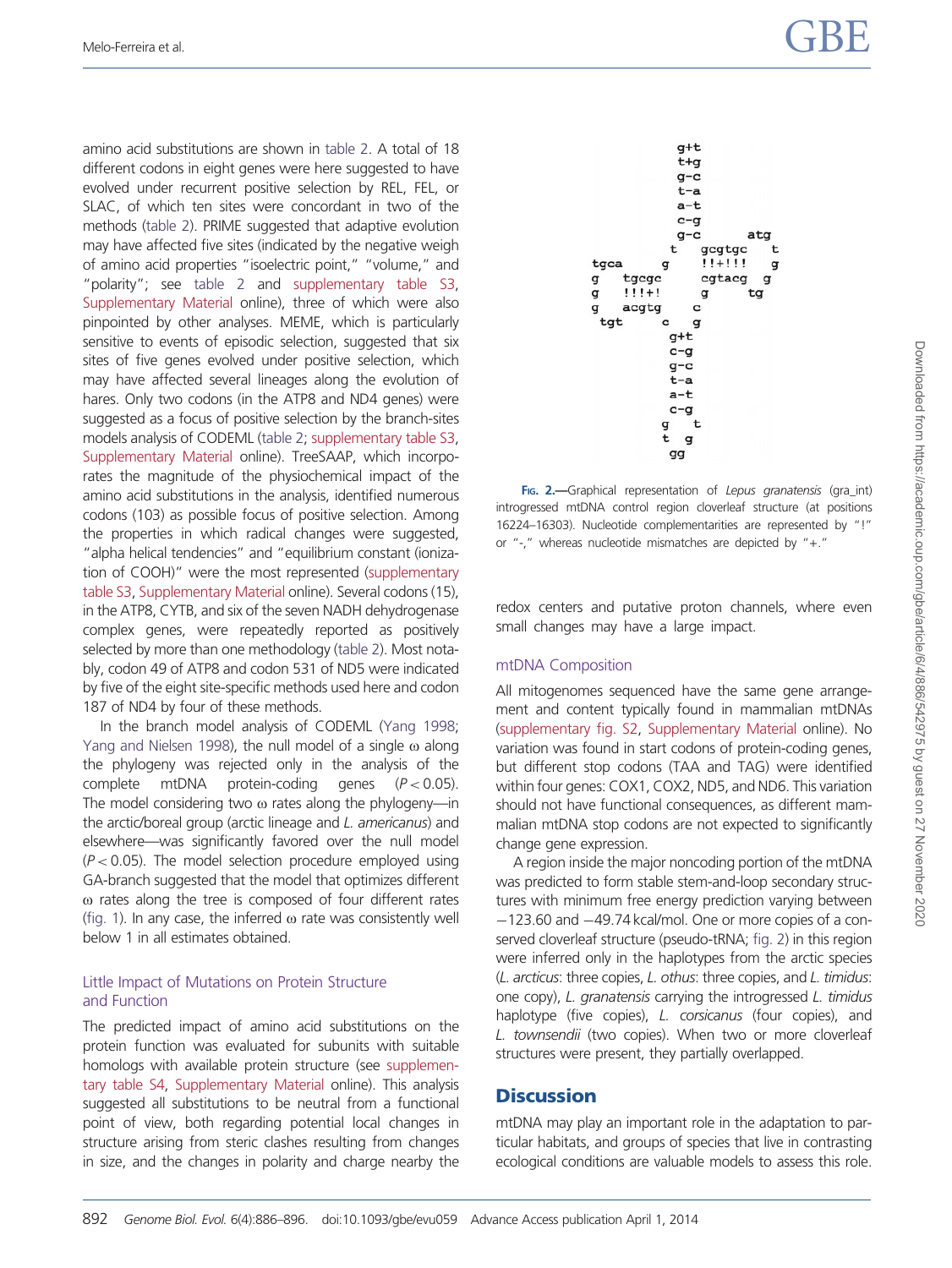amino acid substitutions are shown in table 2. A total of 18 different codons in eight genes were here suggested to have evolved under recurrent positive selection by REL, FEL, or SLAC, of which ten sites were concordant in two of the methods (table 2). PRIME suggested that adaptive evolution may have affected five sites (indicated by the negative weigh of amino acid properties "isoelectric point," "volume," and "polarity"; see table 2 and supplementary table S3, Supplementary Material online), three of which were also pinpointed by other analyses. MEME, which is particularly sensitive to events of episodic selection, suggested that six sites of five genes evolved under positive selection, which may have affected several lineages along the evolution of hares. Only two codons (in the ATP8 and ND4 genes) were suggested as a focus of positive selection by the branch-sites models analysis of CODEML (table 2; supplementary table S3, Supplementary Material online). TreeSAAP, which incorporates the magnitude of the physiochemical impact of the amino acid substitutions in the analysis, identified numerous codons (103) as possible focus of positive selection. Among the properties in which radical changes were suggested, "alpha helical tendencies" and "equilibrium constant (ionization of COOH)" were the most represented (supplementary table S3, Supplementary Material online). Several codons (15), in the ATP8, CYTB, and six of the seven NADH dehydrogenase complex genes, were repeatedly reported as positively selected by more than one methodology (table 2). Most notably, codon 49 of ATP8 and codon 531 of ND5 were indicated by five of the eight site-specific methods used here and codon 187 of ND4 by four of these methods.

In the branch model analysis of CODEML (Yang 1998; Yang and Nielsen 1998), the null model of a single ω along the phylogeny was rejected only in the analysis of the complete mtDNA protein-coding genes ($P < 0.05$). The model considering two ω rates along the phylogeny—in the arctic/boreal group (arctic lineage and *L. americanus*) and elsewhere—was significantly favored over the null model ($P < 0.05$). The model selection procedure employed using GA-branch suggested that the model that optimizes different ω rates along the tree is composed of four different rates (fig. 1). In any case, the inferred ω rate was consistently well below 1 in all estimates obtained.

### Little Impact of Mutations on Protein Structure and Function

The predicted impact of amino acid substitutions on the protein function was evaluated for subunits with suitable homologs with available protein structure (see supplementary table S4, Supplementary Material online). This analysis suggested all substitutions to be neutral from a functional point of view, both regarding potential local changes in structure arising from steric clashes resulting from changes in size, and the changes in polarity and charge nearby the redox centers and putative proton channels, where even small changes may have a large impact.

```
                g+t
                t+g
                g-c
                t-a
                a-t
                c-g
                g-c        atg
               t    gcgtgc    t
tgca        g       !!+!!!    g
g    tgcgc          cgtacg  g
g    !!!+!          g      tg
g    acgtg          c
 tgt          c   g
                g+t
                c-g
                g-c
                t-a
                a-t
                c-g
               g   t
               t  g
                gg
```

**FIG. 2.**—Graphical representation of *Lepus granatensis* (gra_int) introgressed mtDNA control region cloverleaf structure (at positions 16224–16303). Nucleotide complementarities are represented by "!" or "-," whereas nucleotide mismatches are depicted by "+."

### mtDNA Composition

All mitogenomes sequenced have the same gene arrangement and content typically found in mammalian mtDNAs (supplementary fig. S2, Supplementary Material online). No variation was found in start codons of protein-coding genes, but different stop codons (TAA and TAG) were identified within four genes: COX1, COX2, ND5, and ND6. This variation should not have functional consequences, as different mammalian mtDNA stop codons are not expected to significantly change gene expression.

A region inside the major noncoding portion of the mtDNA was predicted to form stable stem-and-loop secondary structures with minimum free energy prediction varying between −123.60 and −49.74 kcal/mol. One or more copies of a conserved cloverleaf structure (pseudo-tRNA; fig. 2) in this region were inferred only in the haplotypes from the arctic species (*L. arcticus*: three copies, *L. othus*: three copies, and *L. timidus*: one copy), *L. granatensis* carrying the introgressed *L. timidus* haplotype (five copies), *L. corsicanus* (four copies), and *L. townsendii* (two copies). When two or more cloverleaf structures were present, they partially overlapped.

## Discussion

mtDNA may play an important role in the adaptation to particular habitats, and groups of species that live in contrasting ecological conditions are valuable models to assess this role.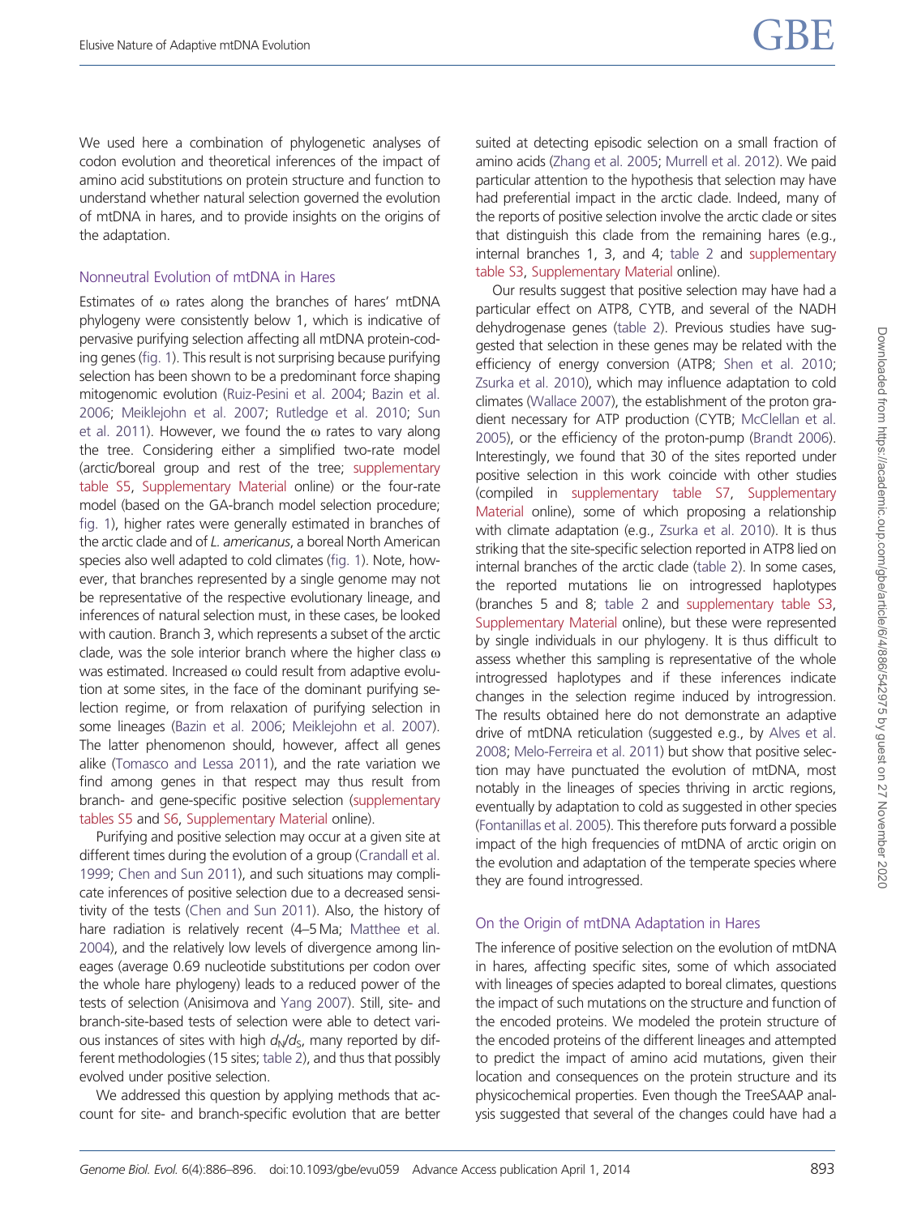We used here a combination of phylogenetic analyses of codon evolution and theoretical inferences of the impact of amino acid substitutions on protein structure and function to understand whether natural selection governed the evolution of mtDNA in hares, and to provide insights on the origins of the adaptation.

## Nonneutral Evolution of mtDNA in Hares

Estimates of ω rates along the branches of hares' mtDNA phylogeny were consistently below 1, which is indicative of pervasive purifying selection affecting all mtDNA protein-coding genes (fig. 1). This result is not surprising because purifying selection has been shown to be a predominant force shaping mitogenomic evolution (Ruiz-Pesini et al. 2004; Bazin et al. 2006; Meiklejohn et al. 2007; Rutledge et al. 2010; Sun et al. 2011). However, we found the ω rates to vary along the tree. Considering either a simplified two-rate model (arctic/boreal group and rest of the tree; supplementary table S5, Supplementary Material online) or the four-rate model (based on the GA-branch model selection procedure; fig. 1), higher rates were generally estimated in branches of the arctic clade and of *L. americanus*, a boreal North American species also well adapted to cold climates (fig. 1). Note, however, that branches represented by a single genome may not be representative of the respective evolutionary lineage, and inferences of natural selection must, in these cases, be looked with caution. Branch 3, which represents a subset of the arctic clade, was the sole interior branch where the higher class ω was estimated. Increased ω could result from adaptive evolution at some sites, in the face of the dominant purifying selection regime, or from relaxation of purifying selection in some lineages (Bazin et al. 2006; Meiklejohn et al. 2007). The latter phenomenon should, however, affect all genes alike (Tomasco and Lessa 2011), and the rate variation we find among genes in that respect may thus result from branch- and gene-specific positive selection (supplementary tables S5 and S6, Supplementary Material online).

Purifying and positive selection may occur at a given site at different times during the evolution of a group (Crandall et al. 1999; Chen and Sun 2011), and such situations may complicate inferences of positive selection due to a decreased sensitivity of the tests (Chen and Sun 2011). Also, the history of hare radiation is relatively recent (4–5 Ma; Matthee et al. 2004), and the relatively low levels of divergence among lineages (average 0.69 nucleotide substitutions per codon over the whole hare phylogeny) leads to a reduced power of the tests of selection (Anisimova and Yang 2007). Still, site- and branch-site-based tests of selection were able to detect various instances of sites with high $d_N/d_S$, many reported by different methodologies (15 sites; table 2), and thus that possibly evolved under positive selection.

We addressed this question by applying methods that account for site- and branch-specific evolution that are better suited at detecting episodic selection on a small fraction of amino acids (Zhang et al. 2005; Murrell et al. 2012). We paid particular attention to the hypothesis that selection may have had preferential impact in the arctic clade. Indeed, many of the reports of positive selection involve the arctic clade or sites that distinguish this clade from the remaining hares (e.g., internal branches 1, 3, and 4; table 2 and supplementary table S3, Supplementary Material online).

Our results suggest that positive selection may have had a particular effect on ATP8, CYTB, and several of the NADH dehydrogenase genes (table 2). Previous studies have suggested that selection in these genes may be related with the efficiency of energy conversion (ATP8; Shen et al. 2010; Zsurka et al. 2010), which may influence adaptation to cold climates (Wallace 2007), the establishment of the proton gradient necessary for ATP production (CYTB; McClellan et al. 2005), or the efficiency of the proton-pump (Brandt 2006). Interestingly, we found that 30 of the sites reported under positive selection in this work coincide with other studies (compiled in supplementary table S7, Supplementary Material online), some of which proposing a relationship with climate adaptation (e.g., Zsurka et al. 2010). It is thus striking that the site-specific selection reported in ATP8 lied on internal branches of the arctic clade (table 2). In some cases, the reported mutations lie on introgressed haplotypes (branches 5 and 8; table 2 and supplementary table S3, Supplementary Material online), but these were represented by single individuals in our phylogeny. It is thus difficult to assess whether this sampling is representative of the whole introgressed haplotypes and if these inferences indicate changes in the selection regime induced by introgression. The results obtained here do not demonstrate an adaptive drive of mtDNA reticulation (suggested e.g., by Alves et al. 2008; Melo-Ferreira et al. 2011) but show that positive selection may have punctuated the evolution of mtDNA, most notably in the lineages of species thriving in arctic regions, eventually by adaptation to cold as suggested in other species (Fontanillas et al. 2005). This therefore puts forward a possible impact of the high frequencies of mtDNA of arctic origin on the evolution and adaptation of the temperate species where they are found introgressed.

## On the Origin of mtDNA Adaptation in Hares

The inference of positive selection on the evolution of mtDNA in hares, affecting specific sites, some of which associated with lineages of species adapted to boreal climates, questions the impact of such mutations on the structure and function of the encoded proteins. We modeled the protein structure of the encoded proteins of the different lineages and attempted to predict the impact of amino acid mutations, given their location and consequences on the protein structure and its physicochemical properties. Even though the TreeSAAP analysis suggested that several of the changes could have had a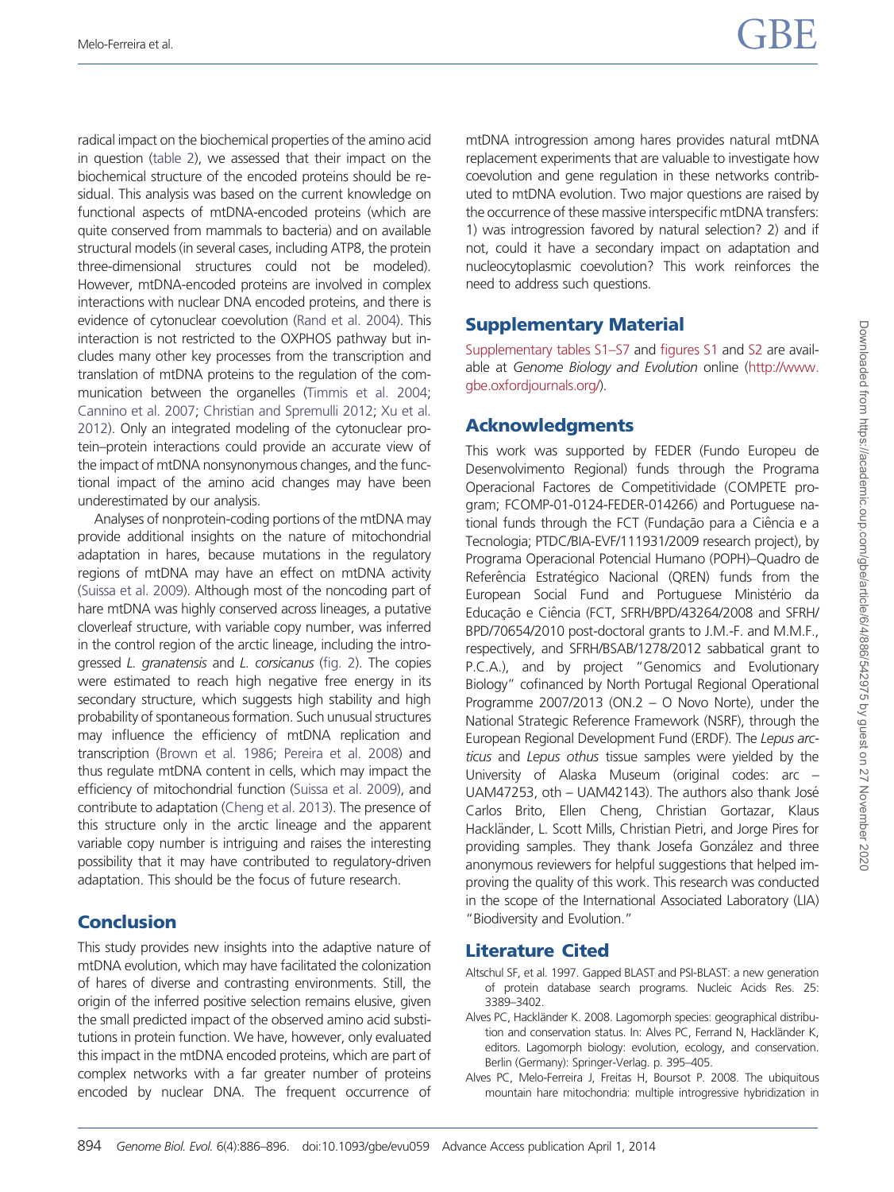radical impact on the biochemical properties of the amino acid in question (table 2), we assessed that their impact on the biochemical structure of the encoded proteins should be residual. This analysis was based on the current knowledge on functional aspects of mtDNA-encoded proteins (which are quite conserved from mammals to bacteria) and on available structural models (in several cases, including ATP8, the protein three-dimensional structures could not be modeled). However, mtDNA-encoded proteins are involved in complex interactions with nuclear DNA encoded proteins, and there is evidence of cytonuclear coevolution (Rand et al. 2004). This interaction is not restricted to the OXPHOS pathway but includes many other key processes from the transcription and translation of mtDNA proteins to the regulation of the communication between the organelles (Timmis et al. 2004; Cannino et al. 2007; Christian and Spremulli 2012; Xu et al. 2012). Only an integrated modeling of the cytonuclear protein–protein interactions could provide an accurate view of the impact of mtDNA nonsynonymous changes, and the functional impact of the amino acid changes may have been underestimated by our analysis.

Analyses of nonprotein-coding portions of the mtDNA may provide additional insights on the nature of mitochondrial adaptation in hares, because mutations in the regulatory regions of mtDNA may have an effect on mtDNA activity (Suissa et al. 2009). Although most of the noncoding part of hare mtDNA was highly conserved across lineages, a putative cloverleaf structure, with variable copy number, was inferred in the control region of the arctic lineage, including the introgressed *L. granatensis* and *L. corsicanus* (fig. 2). The copies were estimated to reach high negative free energy in its secondary structure, which suggests high stability and high probability of spontaneous formation. Such unusual structures may influence the efficiency of mtDNA replication and transcription (Brown et al. 1986; Pereira et al. 2008) and thus regulate mtDNA content in cells, which may impact the efficiency of mitochondrial function (Suissa et al. 2009), and contribute to adaptation (Cheng et al. 2013). The presence of this structure only in the arctic lineage and the apparent variable copy number is intriguing and raises the interesting possibility that it may have contributed to regulatory-driven adaptation. This should be the focus of future research.

## Conclusion

This study provides new insights into the adaptive nature of mtDNA evolution, which may have facilitated the colonization of hares of diverse and contrasting environments. Still, the origin of the inferred positive selection remains elusive, given the small predicted impact of the observed amino acid substitutions in protein function. We have, however, only evaluated this impact in the mtDNA encoded proteins, which are part of complex networks with a far greater number of proteins encoded by nuclear DNA. The frequent occurrence of mtDNA introgression among hares provides natural mtDNA replacement experiments that are valuable to investigate how coevolution and gene regulation in these networks contributed to mtDNA evolution. Two major questions are raised by the occurrence of these massive interspecific mtDNA transfers: 1) was introgression favored by natural selection? 2) and if not, could it have a secondary impact on adaptation and nucleocytoplasmic coevolution? This work reinforces the need to address such questions.

## Supplementary Material

Supplementary tables S1–S7 and figures S1 and S2 are available at *Genome Biology and Evolution* online (http://www.gbe.oxfordjournals.org/).

## Acknowledgments

This work was supported by FEDER (Fundo Europeu de Desenvolvimento Regional) funds through the Programa Operacional Factores de Competitividade (COMPETE program; FCOMP-01-0124-FEDER-014266) and Portuguese national funds through the FCT (Fundação para a Ciência e a Tecnologia; PTDC/BIA-EVF/111931/2009 research project), by Programa Operacional Potencial Humano (POPH)–Quadro de Referência Estratégico Nacional (QREN) funds from the European Social Fund and Portuguese Ministério da Educação e Ciência (FCT, SFRH/BPD/43264/2008 and SFRH/BPD/70654/2010 post-doctoral grants to J.M.-F. and M.M.F., respectively, and SFRH/BSAB/1278/2012 sabbatical grant to P.C.A.), and by project "Genomics and Evolutionary Biology" cofinanced by North Portugal Regional Operational Programme 2007/2013 (ON.2 – O Novo Norte), under the National Strategic Reference Framework (NSRF), through the European Regional Development Fund (ERDF). The *Lepus arcticus* and *Lepus othus* tissue samples were yielded by the University of Alaska Museum (original codes: arc – UAM47253, oth – UAM42143). The authors also thank José Carlos Brito, Ellen Cheng, Christian Gortazar, Klaus Hackländer, L. Scott Mills, Christian Pietri, and Jorge Pires for providing samples. They thank Josefa González and three anonymous reviewers for helpful suggestions that helped improving the quality of this work. This research was conducted in the scope of the International Associated Laboratory (LIA) "Biodiversity and Evolution."

## Literature Cited

Altschul SF, et al. 1997. Gapped BLAST and PSI-BLAST: a new generation of protein database search programs. Nucleic Acids Res. 25: 3389–3402.

Alves PC, Hackländer K. 2008. Lagomorph species: geographical distribution and conservation status. In: Alves PC, Ferrand N, Hackländer K, editors. Lagomorph biology: evolution, ecology, and conservation. Berlin (Germany): Springer-Verlag. p. 395–405.

Alves PC, Melo-Ferreira J, Freitas H, Boursot P. 2008. The ubiquitous mountain hare mitochondria: multiple introgressive hybridization in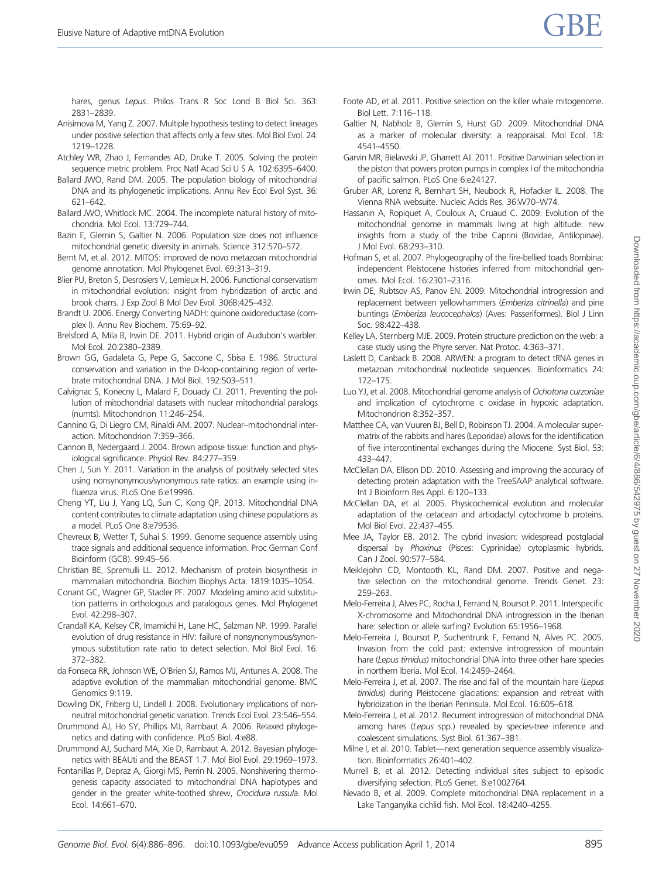hares, genus *Lepus*. Philos Trans R Soc Lond B Biol Sci. 363: 2831–2839.

Anisimova M, Yang Z. 2007. Multiple hypothesis testing to detect lineages under positive selection that affects only a few sites. Mol Biol Evol. 24: 1219–1228.

Atchley WR, Zhao J, Fernandes AD, Druke T. 2005. Solving the protein sequence metric problem. Proc Natl Acad Sci U S A. 102:6395–6400.

Ballard JWO, Rand DM. 2005. The population biology of mitochondrial DNA and its phylogenetic implications. Annu Rev Ecol Evol Syst. 36: 621–642.

Ballard JWO, Whitlock MC. 2004. The incomplete natural history of mitochondria. Mol Ecol. 13:729–744.

Bazin E, Glemin S, Galtier N. 2006. Population size does not influence mitochondrial genetic diversity in animals. Science 312:570–572.

Bernt M, et al. 2012. MITOS: improved de novo metazoan mitochondrial genome annotation. Mol Phylogenet Evol. 69:313–319.

Blier PU, Breton S, Desrosiers V, Lemieux H. 2006. Functional conservatism in mitochondrial evolution: insight from hybridization of arctic and brook charrs. J Exp Zool B Mol Dev Evol. 306B:425–432.

Brandt U. 2006. Energy Converting NADH: quinone oxidoreductase (complex I). Annu Rev Biochem. 75:69–92.

Brelsford A, Mila B, Irwin DE. 2011. Hybrid origin of Audubon's warbler. Mol Ecol. 20:2380–2389.

Brown GG, Gadaleta G, Pepe G, Saccone C, Sbisa E. 1986. Structural conservation and variation in the D-loop-containing region of vertebrate mitochondrial DNA. J Mol Biol. 192:503–511.

Calvignac S, Konecny L, Malard F, Douady CJ. 2011. Preventing the pollution of mitochondrial datasets with nuclear mitochondrial paralogs (numts). Mitochondrion 11:246–254.

Cannino G, Di Liegro CM, Rinaldi AM. 2007. Nuclear–mitochondrial interaction. Mitochondrion 7:359–366.

Cannon B, Nedergaard J. 2004. Brown adipose tissue: function and physiological significance. Physiol Rev. 84:277–359.

Chen J, Sun Y. 2011. Variation in the analysis of positively selected sites using nonsynonymous/synonymous rate ratios: an example using influenza virus. PLoS One 6:e19996.

Cheng YT, Liu J, Yang LQ, Sun C, Kong QP. 2013. Mitochondrial DNA content contributes to climate adaptation using chinese populations as a model. PLoS One 8:e79536.

Chevreux B, Wetter T, Suhai S. 1999. Genome sequence assembly using trace signals and additional sequence information. Proc German Conf Bioinform (GCB). 99:45–56.

Christian BE, Spremulli LL. 2012. Mechanism of protein biosynthesis in mammalian mitochondria. Biochim Biophys Acta. 1819:1035–1054.

Conant GC, Wagner GP, Stadler PF. 2007. Modeling amino acid substitution patterns in orthologous and paralogous genes. Mol Phylogenet Evol. 42:298–307.

Crandall KA, Kelsey CR, Imamichi H, Lane HC, Salzman NP. 1999. Parallel evolution of drug resistance in HIV: failure of nonsynonymous/synonymous substitution rate ratio to detect selection. Mol Biol Evol. 16: 372–382.

da Fonseca RR, Johnson WE, O'Brien SJ, Ramos MJ, Antunes A. 2008. The adaptive evolution of the mammalian mitochondrial genome. BMC Genomics 9:119.

Dowling DK, Friberg U, Lindell J. 2008. Evolutionary implications of non-neutral mitochondrial genetic variation. Trends Ecol Evol. 23:546–554.

Drummond AJ, Ho SY, Phillips MJ, Rambaut A. 2006. Relaxed phylogenetics and dating with confidence. PLoS Biol. 4:e88.

Drummond AJ, Suchard MA, Xie D, Rambaut A. 2012. Bayesian phylogenetics with BEAUti and the BEAST 1.7. Mol Biol Evol. 29:1969–1973.

Fontanillas P, Depraz A, Giorgi MS, Perrin N. 2005. Nonshivering thermogenesis capacity associated to mitochondrial DNA haplotypes and gender in the greater white-toothed shrew, *Crocidura russula*. Mol Ecol. 14:661–670.

Foote AD, et al. 2011. Positive selection on the killer whale mitogenome. Biol Lett. 7:116–118.

Galtier N, Nabholz B, Glemin S, Hurst GD. 2009. Mitochondrial DNA as a marker of molecular diversity: a reappraisal. Mol Ecol. 18: 4541–4550.

Garvin MR, Bielawski JP, Gharrett AJ. 2011. Positive Darwinian selection in the piston that powers proton pumps in complex I of the mitochondria of pacific salmon. PLoS One 6:e24127.

Gruber AR, Lorenz R, Bernhart SH, Neubock R, Hofacker IL. 2008. The Vienna RNA websuite. Nucleic Acids Res. 36:W70–W74.

Hassanin A, Ropiquet A, Couloux A, Cruaud C. 2009. Evolution of the mitochondrial genome in mammals living at high altitude: new insights from a study of the tribe Caprini (Bovidae, Antilopinae). J Mol Evol. 68:293–310.

Hofman S, et al. 2007. Phylogeography of the fire-bellied toads Bombina: independent Pleistocene histories inferred from mitochondrial genomes. Mol Ecol. 16:2301–2316.

Irwin DE, Rubtsov AS, Panov EN. 2009. Mitochondrial introgression and replacement between yellowhammers (*Emberiza citrinella*) and pine buntings (*Emberiza leucocephalos*) (Aves: Passeriformes). Biol J Linn Soc. 98:422–438.

Kelley LA, Sternberg MJE. 2009. Protein structure prediction on the web: a case study using the Phyre server. Nat Protoc. 4:363–371.

Laslett D, Canback B. 2008. ARWEN: a program to detect tRNA genes in metazoan mitochondrial nucleotide sequences. Bioinformatics 24: 172–175.

Luo YJ, et al. 2008. Mitochondrial genome analysis of *Ochotona curzoniae* and implication of cytochrome c oxidase in hypoxic adaptation. Mitochondrion 8:352–357.

Matthee CA, van Vuuren BJ, Bell D, Robinson TJ. 2004. A molecular supermatrix of the rabbits and hares (Leporidae) allows for the identification of five intercontinental exchanges during the Miocene. Syst Biol. 53: 433–447.

McClellan DA, Ellison DD. 2010. Assessing and improving the accuracy of detecting protein adaptation with the TreeSAAP analytical software. Int J Bioinform Res Appl. 6:120–133.

McClellan DA, et al. 2005. Physicochemical evolution and molecular adaptation of the cetacean and artiodactyl cytochrome b proteins. Mol Biol Evol. 22:437–455.

Mee JA, Taylor EB. 2012. The cybrid invasion: widespread postglacial dispersal by *Phoxinus* (Pisces: Cyprinidae) cytoplasmic hybrids. Can J Zool. 90:577–584.

Meiklejohn CD, Montooth KL, Rand DM. 2007. Positive and negative selection on the mitochondrial genome. Trends Genet. 23: 259–263.

Melo-Ferreira J, Alves PC, Rocha J, Ferrand N, Boursot P. 2011. Interspecific X-chromosome and Mitochondrial DNA introgression in the Iberian hare: selection or allele surfing? Evolution 65:1956–1968.

Melo-Ferreira J, Boursot P, Suchentrunk F, Ferrand N, Alves PC. 2005. Invasion from the cold past: extensive introgression of mountain hare (*Lepus timidus*) mitochondrial DNA into three other hare species in northern Iberia. Mol Ecol. 14:2459–2464.

Melo-Ferreira J, et al. 2007. The rise and fall of the mountain hare (*Lepus timidus*) during Pleistocene glaciations: expansion and retreat with hybridization in the Iberian Peninsula. Mol Ecol. 16:605–618.

Melo-Ferreira J, et al. 2012. Recurrent introgression of mitochondrial DNA among hares (*Lepus* spp.) revealed by species-tree inference and coalescent simulations. Syst Biol. 61:367–381.

Milne I, et al. 2010. Tablet—next generation sequence assembly visualization. Bioinformatics 26:401–402.

Murrell B, et al. 2012. Detecting individual sites subject to episodic diversifying selection. PLoS Genet. 8:e1002764.

Nevado B, et al. 2009. Complete mitochondrial DNA replacement in a Lake Tanganyika cichlid fish. Mol Ecol. 18:4240–4255.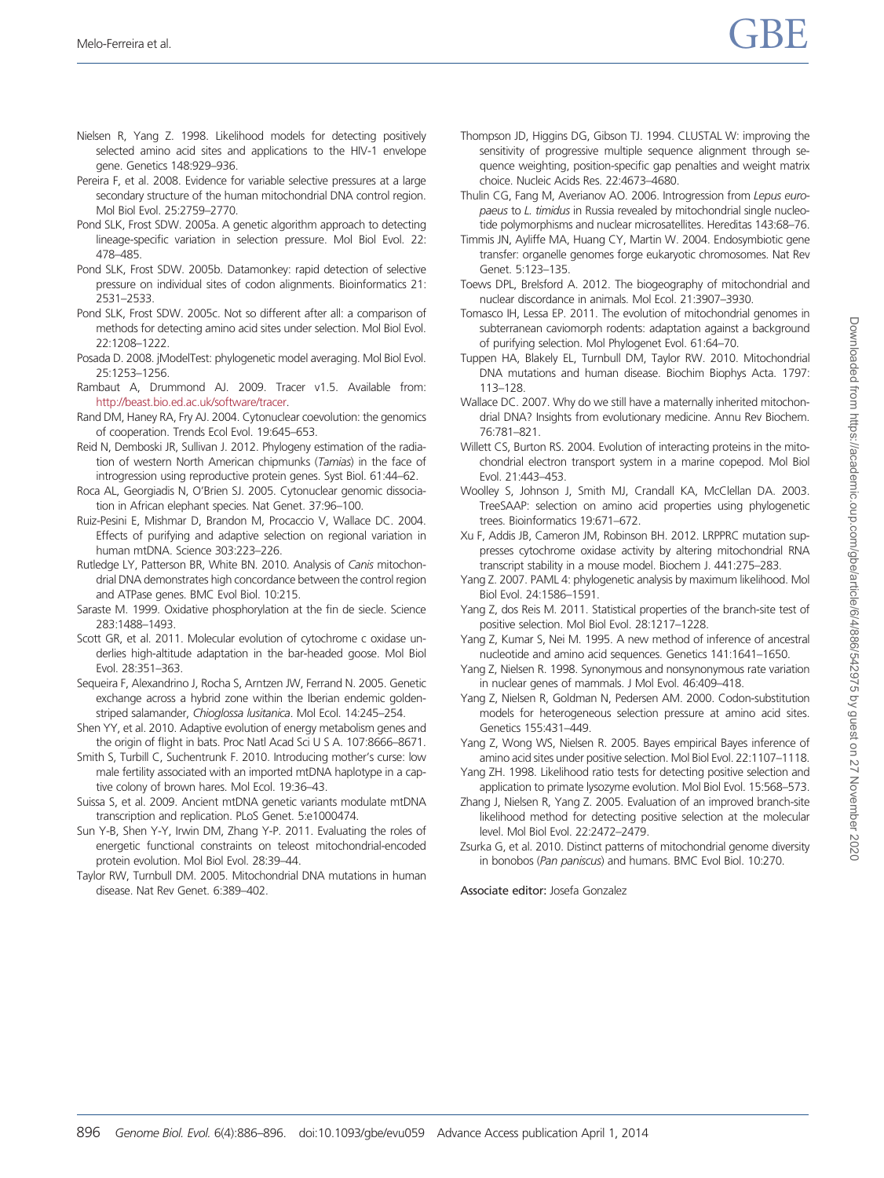Nielsen R, Yang Z. 1998. Likelihood models for detecting positively selected amino acid sites and applications to the HIV-1 envelope gene. Genetics 148:929–936.

Pereira F, et al. 2008. Evidence for variable selective pressures at a large secondary structure of the human mitochondrial DNA control region. Mol Biol Evol. 25:2759–2770.

Pond SLK, Frost SDW. 2005a. A genetic algorithm approach to detecting lineage-specific variation in selection pressure. Mol Biol Evol. 22: 478–485.

Pond SLK, Frost SDW. 2005b. Datamonkey: rapid detection of selective pressure on individual sites of codon alignments. Bioinformatics 21: 2531–2533.

Pond SLK, Frost SDW. 2005c. Not so different after all: a comparison of methods for detecting amino acid sites under selection. Mol Biol Evol. 22:1208–1222.

Posada D. 2008. jModelTest: phylogenetic model averaging. Mol Biol Evol. 25:1253–1256.

Rambaut A, Drummond AJ. 2009. Tracer v1.5. Available from: http://beast.bio.ed.ac.uk/software/tracer.

Rand DM, Haney RA, Fry AJ. 2004. Cytonuclear coevolution: the genomics of cooperation. Trends Ecol Evol. 19:645–653.

Reid N, Demboski JR, Sullivan J. 2012. Phylogeny estimation of the radiation of western North American chipmunks (*Tamias*) in the face of introgression using reproductive protein genes. Syst Biol. 61:44–62.

Roca AL, Georgiadis N, O'Brien SJ. 2005. Cytonuclear genomic dissociation in African elephant species. Nat Genet. 37:96–100.

Ruiz-Pesini E, Mishmar D, Brandon M, Procaccio V, Wallace DC. 2004. Effects of purifying and adaptive selection on regional variation in human mtDNA. Science 303:223–226.

Rutledge LY, Patterson BR, White BN. 2010. Analysis of *Canis* mitochondrial DNA demonstrates high concordance between the control region and ATPase genes. BMC Evol Biol. 10:215.

Saraste M. 1999. Oxidative phosphorylation at the fin de siecle. Science 283:1488–1493.

Scott GR, et al. 2011. Molecular evolution of cytochrome c oxidase underlies high-altitude adaptation in the bar-headed goose. Mol Biol Evol. 28:351–363.

Sequeira F, Alexandrino J, Rocha S, Arntzen JW, Ferrand N. 2005. Genetic exchange across a hybrid zone within the Iberian endemic golden-striped salamander, *Chioglossa lusitanica*. Mol Ecol. 14:245–254.

Shen YY, et al. 2010. Adaptive evolution of energy metabolism genes and the origin of flight in bats. Proc Natl Acad Sci U S A. 107:8666–8671.

Smith S, Turbill C, Suchentrunk F. 2010. Introducing mother's curse: low male fertility associated with an imported mtDNA haplotype in a captive colony of brown hares. Mol Ecol. 19:36–43.

Suissa S, et al. 2009. Ancient mtDNA genetic variants modulate mtDNA transcription and replication. PLoS Genet. 5:e1000474.

Sun Y-B, Shen Y-Y, Irwin DM, Zhang Y-P. 2011. Evaluating the roles of energetic functional constraints on teleost mitochondrial-encoded protein evolution. Mol Biol Evol. 28:39–44.

Taylor RW, Turnbull DM. 2005. Mitochondrial DNA mutations in human disease. Nat Rev Genet. 6:389–402.

Thompson JD, Higgins DG, Gibson TJ. 1994. CLUSTAL W: improving the sensitivity of progressive multiple sequence alignment through sequence weighting, position-specific gap penalties and weight matrix choice. Nucleic Acids Res. 22:4673–4680.

Thulin CG, Fang M, Averianov AO. 2006. Introgression from *Lepus europaeus* to *L. timidus* in Russia revealed by mitochondrial single nucleotide polymorphisms and nuclear microsatellites. Hereditas 143:68–76.

Timmis JN, Ayliffe MA, Huang CY, Martin W. 2004. Endosymbiotic gene transfer: organelle genomes forge eukaryotic chromosomes. Nat Rev Genet. 5:123–135.

Toews DPL, Brelsford A. 2012. The biogeography of mitochondrial and nuclear discordance in animals. Mol Ecol. 21:3907–3930.

Tomasco IH, Lessa EP. 2011. The evolution of mitochondrial genomes in subterranean caviomorph rodents: adaptation against a background of purifying selection. Mol Phylogenet Evol. 61:64–70.

Tuppen HA, Blakely EL, Turnbull DM, Taylor RW. 2010. Mitochondrial DNA mutations and human disease. Biochim Biophys Acta. 1797: 113–128.

Wallace DC. 2007. Why do we still have a maternally inherited mitochondrial DNA? Insights from evolutionary medicine. Annu Rev Biochem. 76:781–821.

Willett CS, Burton RS. 2004. Evolution of interacting proteins in the mitochondrial electron transport system in a marine copepod. Mol Biol Evol. 21:443–453.

Woolley S, Johnson J, Smith MJ, Crandall KA, McClellan DA. 2003. TreeSAAP: selection on amino acid properties using phylogenetic trees. Bioinformatics 19:671–672.

Xu F, Addis JB, Cameron JM, Robinson BH. 2012. LRPPRC mutation suppresses cytochrome oxidase activity by altering mitochondrial RNA transcript stability in a mouse model. Biochem J. 441:275–283.

Yang Z. 2007. PAML 4: phylogenetic analysis by maximum likelihood. Mol Biol Evol. 24:1586–1591.

Yang Z, dos Reis M. 2011. Statistical properties of the branch-site test of positive selection. Mol Biol Evol. 28:1217–1228.

Yang Z, Kumar S, Nei M. 1995. A new method of inference of ancestral nucleotide and amino acid sequences. Genetics 141:1641–1650.

Yang Z, Nielsen R. 1998. Synonymous and nonsynonymous rate variation in nuclear genes of mammals. J Mol Evol. 46:409–418.

Yang Z, Nielsen R, Goldman N, Pedersen AM. 2000. Codon-substitution models for heterogeneous selection pressure at amino acid sites. Genetics 155:431–449.

Yang Z, Wong WS, Nielsen R. 2005. Bayes empirical Bayes inference of amino acid sites under positive selection. Mol Biol Evol. 22:1107–1118.

Yang ZH. 1998. Likelihood ratio tests for detecting positive selection and application to primate lysozyme evolution. Mol Biol Evol. 15:568–573.

Zhang J, Nielsen R, Yang Z. 2005. Evaluation of an improved branch-site likelihood method for detecting positive selection at the molecular level. Mol Biol Evol. 22:2472–2479.

Zsurka G, et al. 2010. Distinct patterns of mitochondrial genome diversity in bonobos (*Pan paniscus*) and humans. BMC Evol Biol. 10:270.

**Associate editor:** Josefa Gonzalez